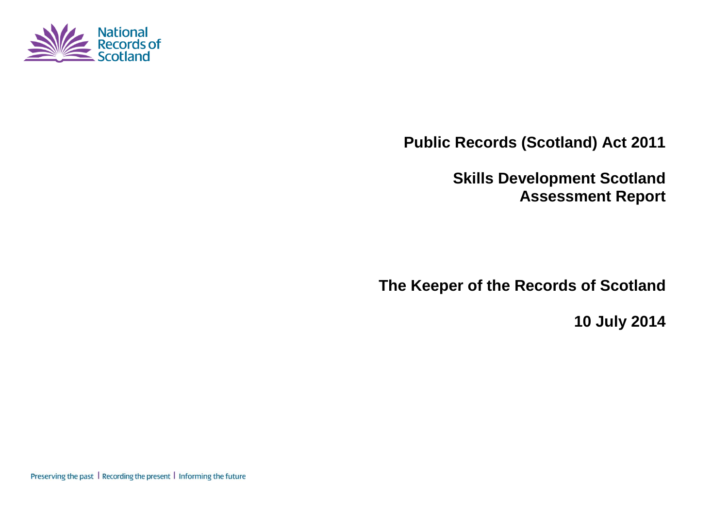National Records of Scotland

# Public Records (Scotland) Act 2011

## Skills Development Scotland Assessment Report

**The Keeper of the Records of Scotland**

**10 July 2014**

Preserving the past | Recording the present | Informing the future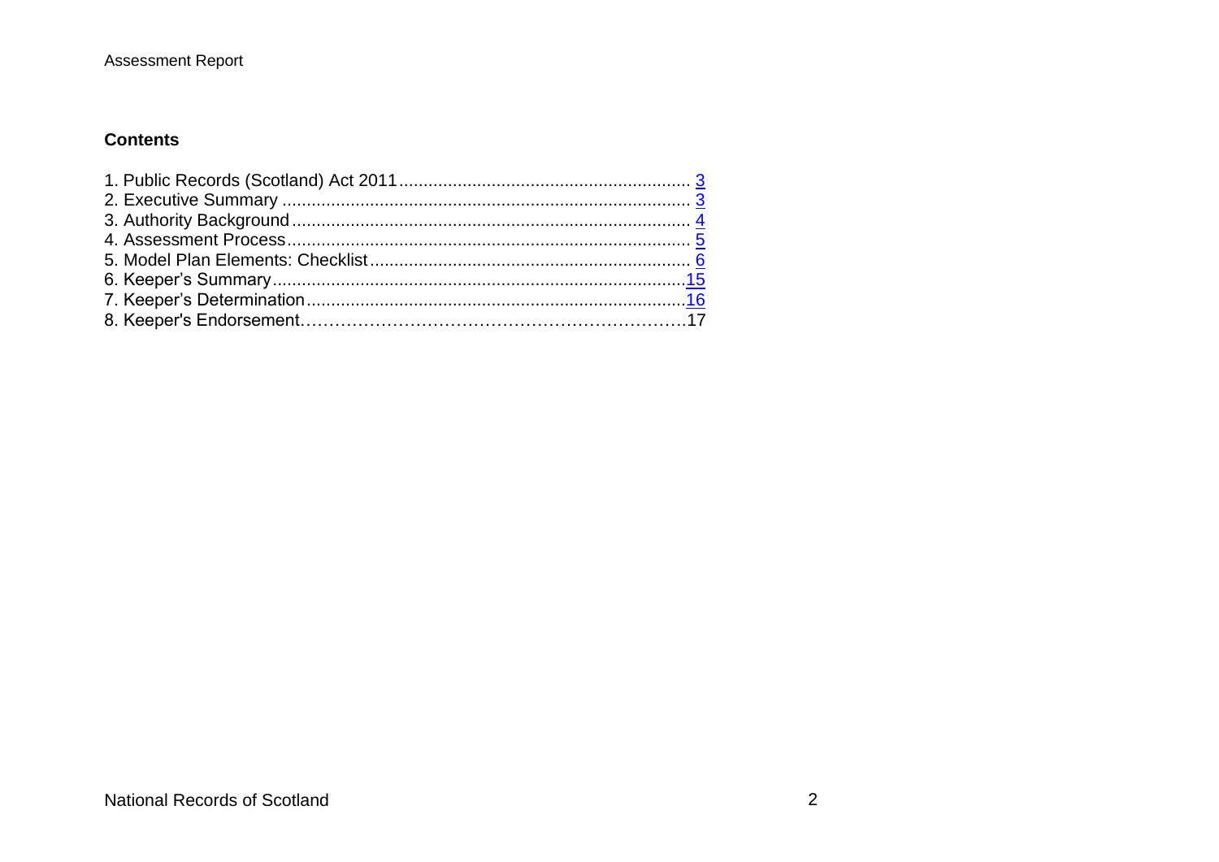## Contents

1. Public Records (Scotland) Act 2011 ........................................................... 3
2. Executive Summary .................................................................................. 3
3. Authority Background ................................................................................ 4
4. Assessment Process .................................................................................. 5
5. Model Plan Elements: Checklist ................................................................. 6
6. Keeper's Summary .................................................................................... 15
7. Keeper's Determination ............................................................................. 16
8. Keeper's Endorsement……………………………………………………….17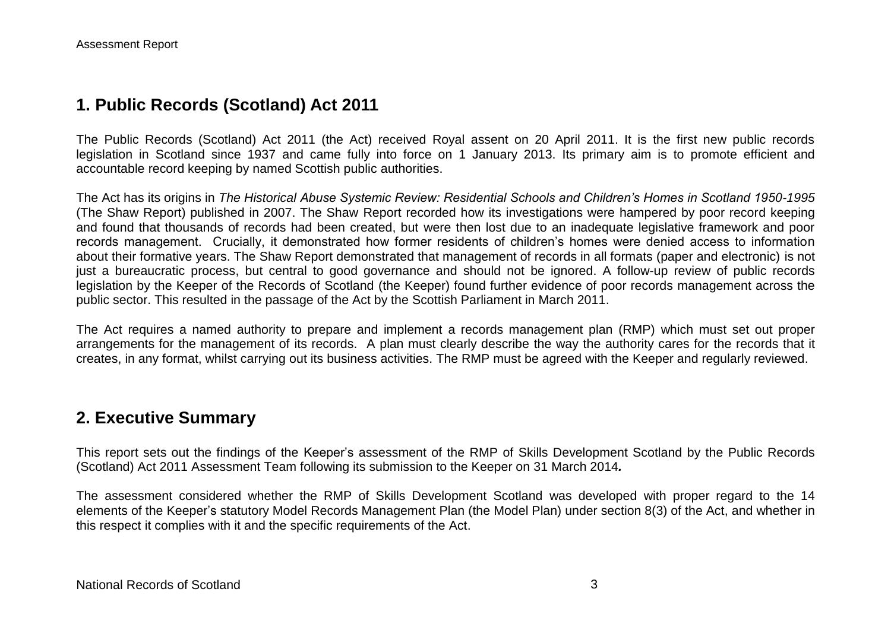## 1. Public Records (Scotland) Act 2011

The Public Records (Scotland) Act 2011 (the Act) received Royal assent on 20 April 2011. It is the first new public records legislation in Scotland since 1937 and came fully into force on 1 January 2013. Its primary aim is to promote efficient and accountable record keeping by named Scottish public authorities.

The Act has its origins in *The Historical Abuse Systemic Review: Residential Schools and Children's Homes in Scotland 1950-1995* (The Shaw Report) published in 2007. The Shaw Report recorded how its investigations were hampered by poor record keeping and found that thousands of records had been created, but were then lost due to an inadequate legislative framework and poor records management. Crucially, it demonstrated how former residents of children's homes were denied access to information about their formative years. The Shaw Report demonstrated that management of records in all formats (paper and electronic) is not just a bureaucratic process, but central to good governance and should not be ignored. A follow-up review of public records legislation by the Keeper of the Records of Scotland (the Keeper) found further evidence of poor records management across the public sector. This resulted in the passage of the Act by the Scottish Parliament in March 2011.

The Act requires a named authority to prepare and implement a records management plan (RMP) which must set out proper arrangements for the management of its records. A plan must clearly describe the way the authority cares for the records that it creates, in any format, whilst carrying out its business activities. The RMP must be agreed with the Keeper and regularly reviewed.

## 2. Executive Summary

This report sets out the findings of the Keeper's assessment of the RMP of Skills Development Scotland by the Public Records (Scotland) Act 2011 Assessment Team following its submission to the Keeper on 31 March 2014***.***

The assessment considered whether the RMP of Skills Development Scotland was developed with proper regard to the 14 elements of the Keeper's statutory Model Records Management Plan (the Model Plan) under section 8(3) of the Act, and whether in this respect it complies with it and the specific requirements of the Act.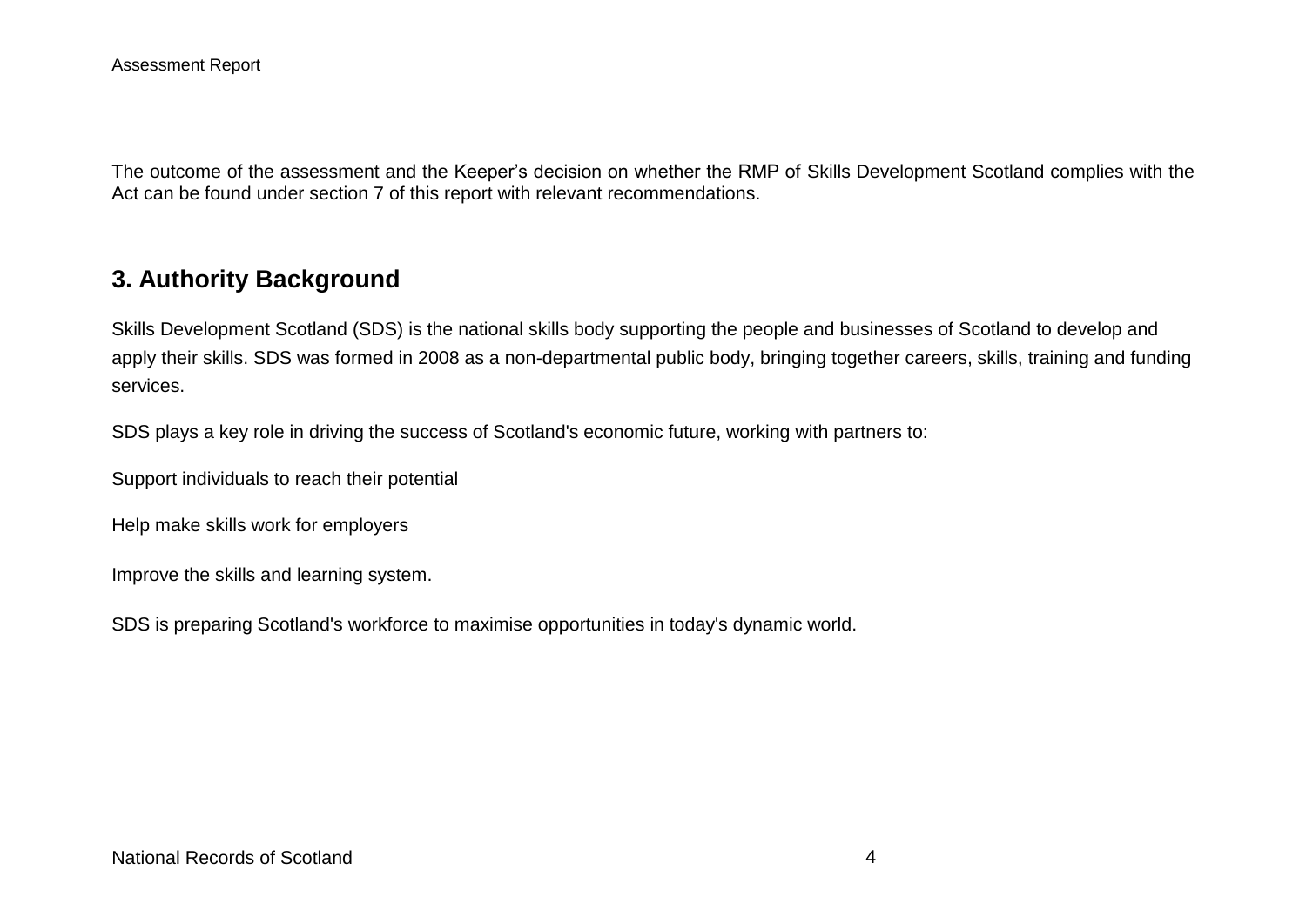The outcome of the assessment and the Keeper's decision on whether the RMP of Skills Development Scotland complies with the Act can be found under section 7 of this report with relevant recommendations.

## 3. Authority Background

Skills Development Scotland (SDS) is the national skills body supporting the people and businesses of Scotland to develop and apply their skills. SDS was formed in 2008 as a non-departmental public body, bringing together careers, skills, training and funding services.

SDS plays a key role in driving the success of Scotland's economic future, working with partners to:

Support individuals to reach their potential

Help make skills work for employers

Improve the skills and learning system.

SDS is preparing Scotland's workforce to maximise opportunities in today's dynamic world.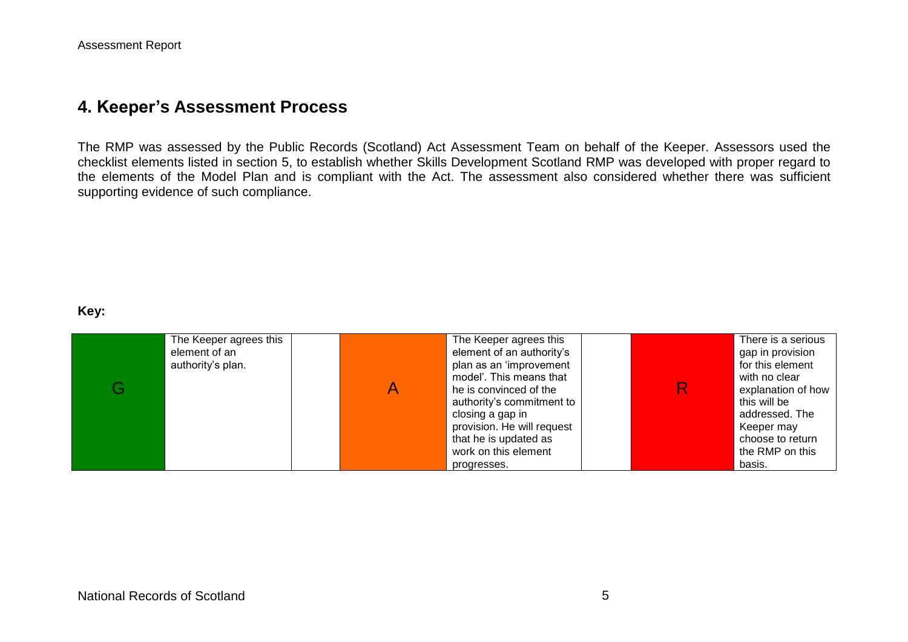## 4. Keeper's Assessment Process

The RMP was assessed by the Public Records (Scotland) Act Assessment Team on behalf of the Keeper. Assessors used the checklist elements listed in section 5, to establish whether Skills Development Scotland RMP was developed with proper regard to the elements of the Model Plan and is compliant with the Act. The assessment also considered whether there was sufficient supporting evidence of such compliance.

**Key:**

| G | The Keeper agrees this element of an authority's plan. | | A | The Keeper agrees this element of an authority's plan as an 'improvement model'. This means that he is convinced of the authority's commitment to closing a gap in provision. He will request that he is updated as work on this element progresses. | | R | There is a serious gap in provision for this element with no clear explanation of how this will be addressed. The Keeper may choose to return the RMP on this basis. |
|---|---|---|---|---|---|---|---|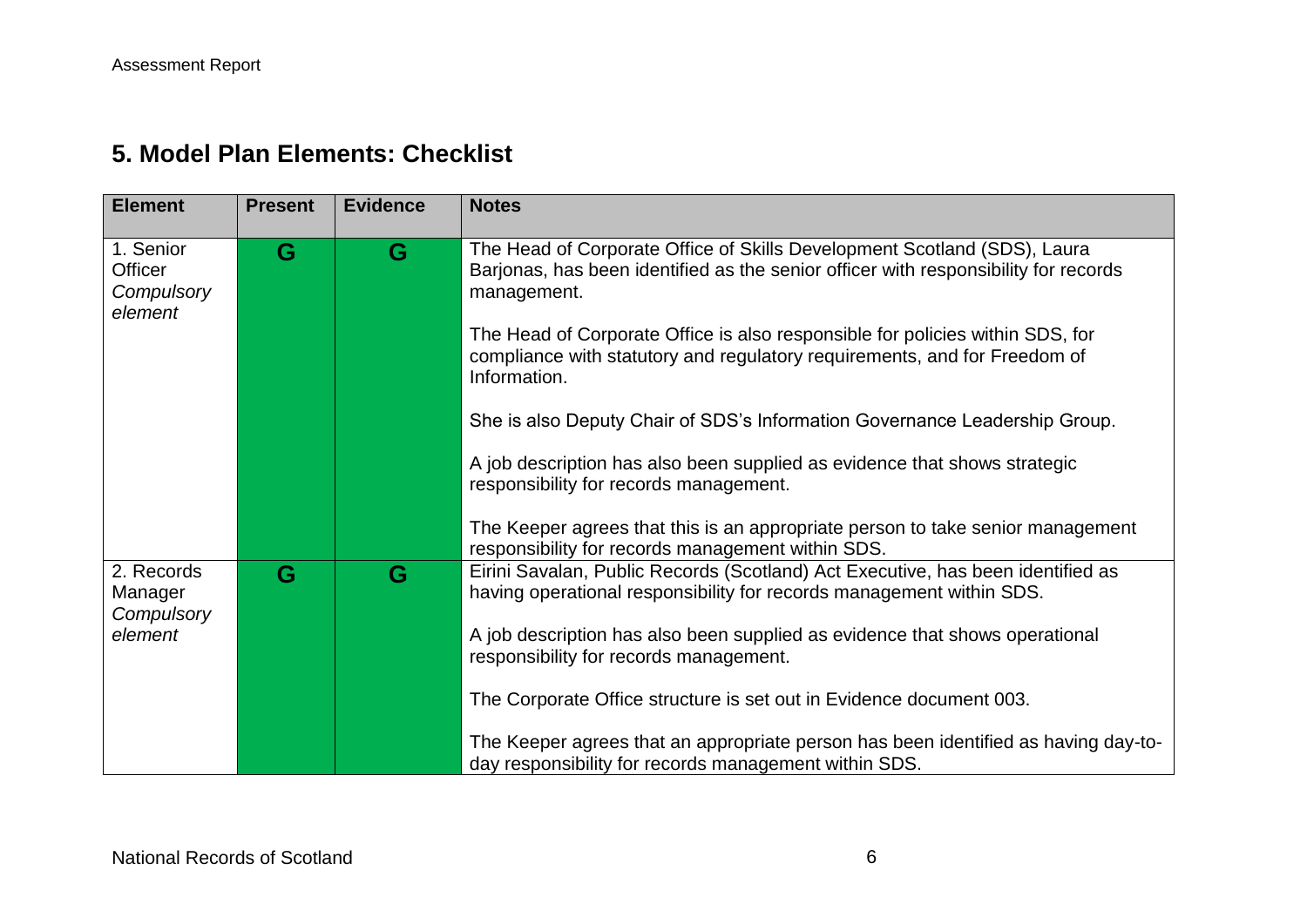## 5. Model Plan Elements: Checklist

| Element | Present | Evidence | Notes |
|---|---|---|---|
| 1. Senior Officer *Compulsory element* | G | G | The Head of Corporate Office of Skills Development Scotland (SDS), Laura Barjonas, has been identified as the senior officer with responsibility for records management.<br><br>The Head of Corporate Office is also responsible for policies within SDS, for compliance with statutory and regulatory requirements, and for Freedom of Information.<br><br>She is also Deputy Chair of SDS's Information Governance Leadership Group.<br><br>A job description has also been supplied as evidence that shows strategic responsibility for records management.<br><br>The Keeper agrees that this is an appropriate person to take senior management responsibility for records management within SDS. |
| 2. Records Manager *Compulsory element* | G | G | Eirini Savalan, Public Records (Scotland) Act Executive, has been identified as having operational responsibility for records management within SDS.<br><br>A job description has also been supplied as evidence that shows operational responsibility for records management.<br><br>The Corporate Office structure is set out in Evidence document 003.<br><br>The Keeper agrees that an appropriate person has been identified as having day-to-day responsibility for records management within SDS. |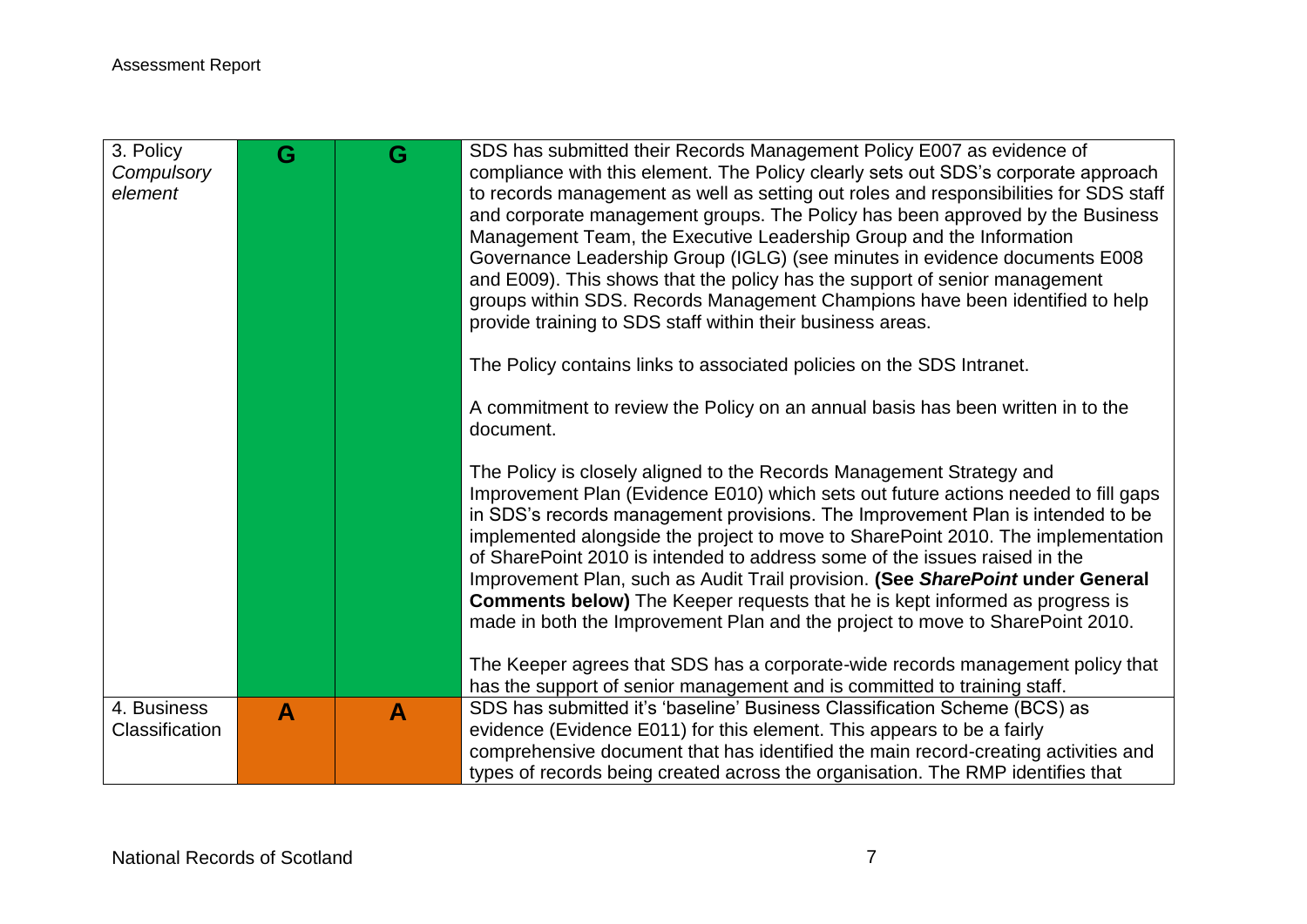| | | | |
|---|---|---|---|
| 3. Policy *Compulsory element* | G | G | SDS has submitted their Records Management Policy E007 as evidence of compliance with this element. The Policy clearly sets out SDS's corporate approach to records management as well as setting out roles and responsibilities for SDS staff and corporate management groups. The Policy has been approved by the Business Management Team, the Executive Leadership Group and the Information Governance Leadership Group (IGLG) (see minutes in evidence documents E008 and E009). This shows that the policy has the support of senior management groups within SDS. Records Management Champions have been identified to help provide training to SDS staff within their business areas.<br><br>The Policy contains links to associated policies on the SDS Intranet.<br><br>A commitment to review the Policy on an annual basis has been written in to the document.<br><br>The Policy is closely aligned to the Records Management Strategy and Improvement Plan (Evidence E010) which sets out future actions needed to fill gaps in SDS's records management provisions. The Improvement Plan is intended to be implemented alongside the project to move to SharePoint 2010. The implementation of SharePoint 2010 is intended to address some of the issues raised in the Improvement Plan, such as Audit Trail provision. **(See *SharePoint* under General Comments below)** The Keeper requests that he is kept informed as progress is made in both the Improvement Plan and the project to move to SharePoint 2010.<br><br>The Keeper agrees that SDS has a corporate-wide records management policy that has the support of senior management and is committed to training staff. |
| 4. Business Classification | A | A | SDS has submitted it's 'baseline' Business Classification Scheme (BCS) as evidence (Evidence E011) for this element. This appears to be a fairly comprehensive document that has identified the main record-creating activities and types of records being created across the organisation. The RMP identifies that |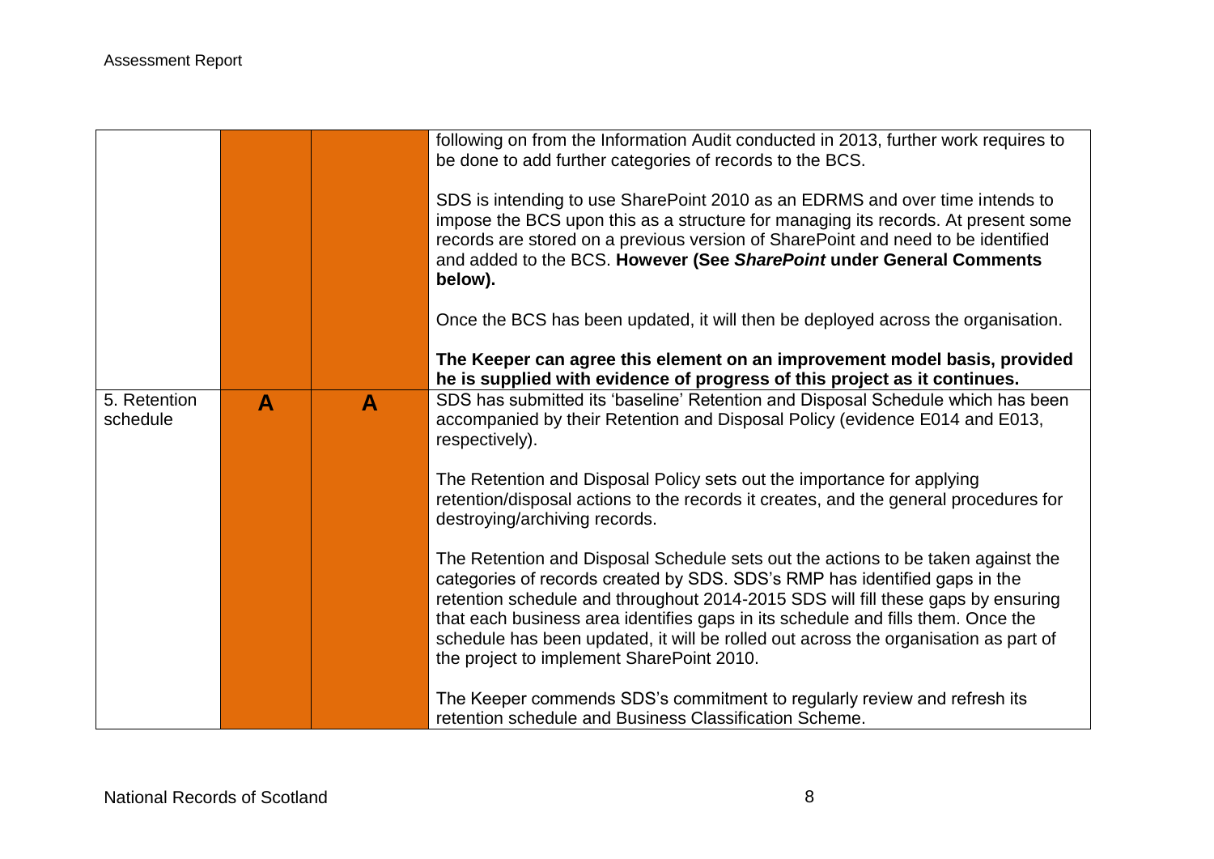|  |  |  |  |
|---|---|---|---|
|  |  |  | following on from the Information Audit conducted in 2013, further work requires to be done to add further categories of records to the BCS.<br><br>SDS is intending to use SharePoint 2010 as an EDRMS and over time intends to impose the BCS upon this as a structure for managing its records. At present some records are stored on a previous version of SharePoint and need to be identified and added to the BCS. **However (See *SharePoint* under General Comments below).**<br><br>Once the BCS has been updated, it will then be deployed across the organisation.<br><br>**The Keeper can agree this element on an improvement model basis, provided he is supplied with evidence of progress of this project as it continues.** |
| 5. Retention schedule | **A** | **A** | SDS has submitted its 'baseline' Retention and Disposal Schedule which has been accompanied by their Retention and Disposal Policy (evidence E014 and E013, respectively).<br><br>The Retention and Disposal Policy sets out the importance for applying retention/disposal actions to the records it creates, and the general procedures for destroying/archiving records.<br><br>The Retention and Disposal Schedule sets out the actions to be taken against the categories of records created by SDS. SDS's RMP has identified gaps in the retention schedule and throughout 2014-2015 SDS will fill these gaps by ensuring that each business area identifies gaps in its schedule and fills them. Once the schedule has been updated, it will be rolled out across the organisation as part of the project to implement SharePoint 2010.<br><br>The Keeper commends SDS's commitment to regularly review and refresh its retention schedule and Business Classification Scheme. |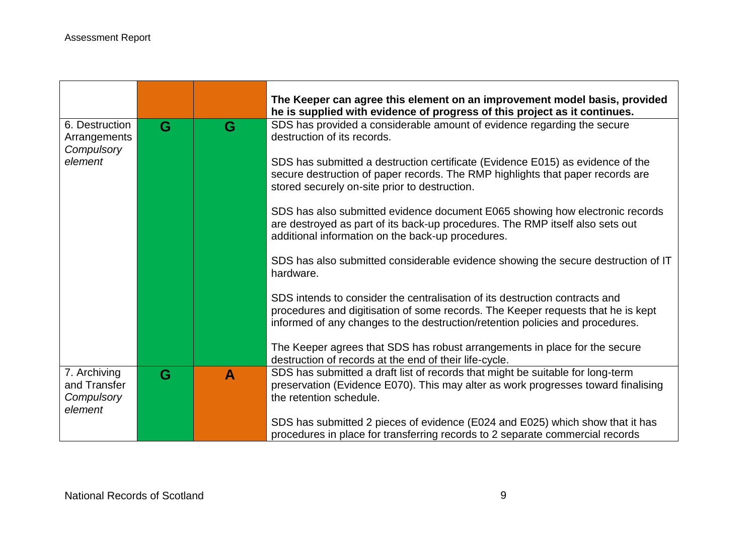|  |  |  |  |
|---|---|---|---|
|  |  |  | **The Keeper can agree this element on an improvement model basis, provided he is supplied with evidence of progress of this project as it continues.** |
| 6. Destruction Arrangements *Compulsory element* | G | G | SDS has provided a considerable amount of evidence regarding the secure destruction of its records.<br><br>SDS has submitted a destruction certificate (Evidence E015) as evidence of the secure destruction of paper records. The RMP highlights that paper records are stored securely on-site prior to destruction.<br><br>SDS has also submitted evidence document E065 showing how electronic records are destroyed as part of its back-up procedures. The RMP itself also sets out additional information on the back-up procedures.<br><br>SDS has also submitted considerable evidence showing the secure destruction of IT hardware.<br><br>SDS intends to consider the centralisation of its destruction contracts and procedures and digitisation of some records. The Keeper requests that he is kept informed of any changes to the destruction/retention policies and procedures.<br><br>The Keeper agrees that SDS has robust arrangements in place for the secure destruction of records at the end of their life-cycle. |
| 7. Archiving and Transfer *Compulsory element* | G | A | SDS has submitted a draft list of records that might be suitable for long-term preservation (Evidence E070). This may alter as work progresses toward finalising the retention schedule.<br><br>SDS has submitted 2 pieces of evidence (E024 and E025) which show that it has procedures in place for transferring records to 2 separate commercial records |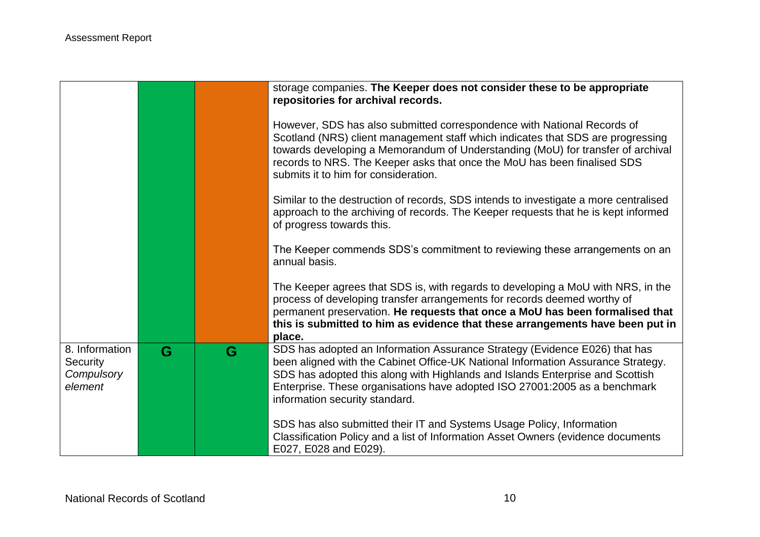| Element | Present | Evidence | Notes |
|---|---|---|---|
| | | | storage companies. **The Keeper does not consider these to be appropriate repositories for archival records.**<br><br>However, SDS has also submitted correspondence with National Records of Scotland (NRS) client management staff which indicates that SDS are progressing towards developing a Memorandum of Understanding (MoU) for transfer of archival records to NRS. The Keeper asks that once the MoU has been finalised SDS submits it to him for consideration.<br><br>Similar to the destruction of records, SDS intends to investigate a more centralised approach to the archiving of records. The Keeper requests that he is kept informed of progress towards this.<br><br>The Keeper commends SDS's commitment to reviewing these arrangements on an annual basis.<br><br>The Keeper agrees that SDS is, with regards to developing a MoU with NRS, in the process of developing transfer arrangements for records deemed worthy of permanent preservation. **He requests that once a MoU has been formalised that this is submitted to him as evidence that these arrangements have been put in place.** |
| 8. Information Security *Compulsory element* | G | G | SDS has adopted an Information Assurance Strategy (Evidence E026) that has been aligned with the Cabinet Office-UK National Information Assurance Strategy. SDS has adopted this along with Highlands and Islands Enterprise and Scottish Enterprise. These organisations have adopted ISO 27001:2005 as a benchmark information security standard.<br><br>SDS has also submitted their IT and Systems Usage Policy, Information Classification Policy and a list of Information Asset Owners (evidence documents E027, E028 and E029). |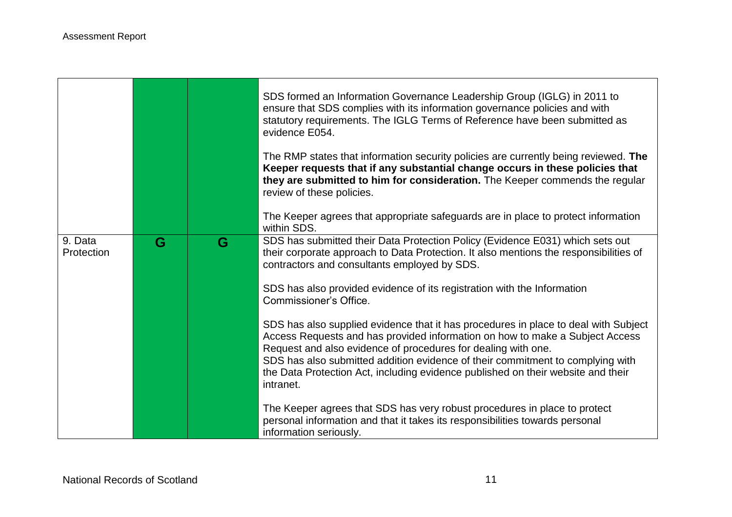| | | | |
|---|---|---|---|
| | | | SDS formed an Information Governance Leadership Group (IGLG) in 2011 to ensure that SDS complies with its information governance policies and with statutory requirements. The IGLG Terms of Reference have been submitted as evidence E054.<br><br>The RMP states that information security policies are currently being reviewed. **The Keeper requests that if any substantial change occurs in these policies that they are submitted to him for consideration.** The Keeper commends the regular review of these policies.<br><br>The Keeper agrees that appropriate safeguards are in place to protect information within SDS. |
| 9. Data Protection | G | G | SDS has submitted their Data Protection Policy (Evidence E031) which sets out their corporate approach to Data Protection. It also mentions the responsibilities of contractors and consultants employed by SDS.<br><br>SDS has also provided evidence of its registration with the Information Commissioner's Office.<br><br>SDS has also supplied evidence that it has procedures in place to deal with Subject Access Requests and has provided information on how to make a Subject Access Request and also evidence of procedures for dealing with one.<br>SDS has also submitted addition evidence of their commitment to complying with the Data Protection Act, including evidence published on their website and their intranet.<br><br>The Keeper agrees that SDS has very robust procedures in place to protect personal information and that it takes its responsibilities towards personal information seriously. |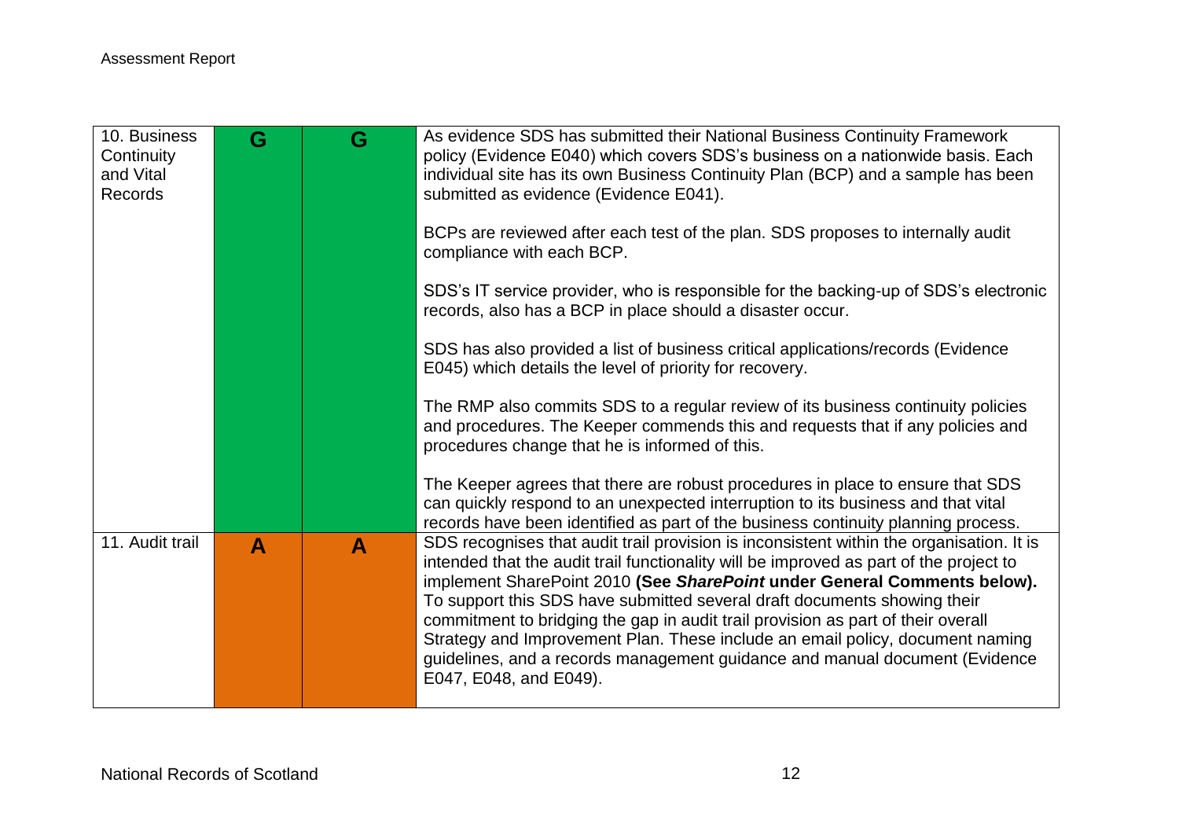| | | | |
|---|---|---|---|
| 10. Business Continuity and Vital Records | G | G | As evidence SDS has submitted their National Business Continuity Framework policy (Evidence E040) which covers SDS's business on a nationwide basis. Each individual site has its own Business Continuity Plan (BCP) and a sample has been submitted as evidence (Evidence E041).<br><br>BCPs are reviewed after each test of the plan. SDS proposes to internally audit compliance with each BCP.<br><br>SDS's IT service provider, who is responsible for the backing-up of SDS's electronic records, also has a BCP in place should a disaster occur.<br><br>SDS has also provided a list of business critical applications/records (Evidence E045) which details the level of priority for recovery.<br><br>The RMP also commits SDS to a regular review of its business continuity policies and procedures. The Keeper commends this and requests that if any policies and procedures change that he is informed of this.<br><br>The Keeper agrees that there are robust procedures in place to ensure that SDS can quickly respond to an unexpected interruption to its business and that vital records have been identified as part of the business continuity planning process. |
| 11. Audit trail | A | A | SDS recognises that audit trail provision is inconsistent within the organisation. It is intended that the audit trail functionality will be improved as part of the project to implement SharePoint 2010 **(See *SharePoint* under General Comments below).** To support this SDS have submitted several draft documents showing their commitment to bridging the gap in audit trail provision as part of their overall Strategy and Improvement Plan. These include an email policy, document naming guidelines, and a records management guidance and manual document (Evidence E047, E048, and E049). |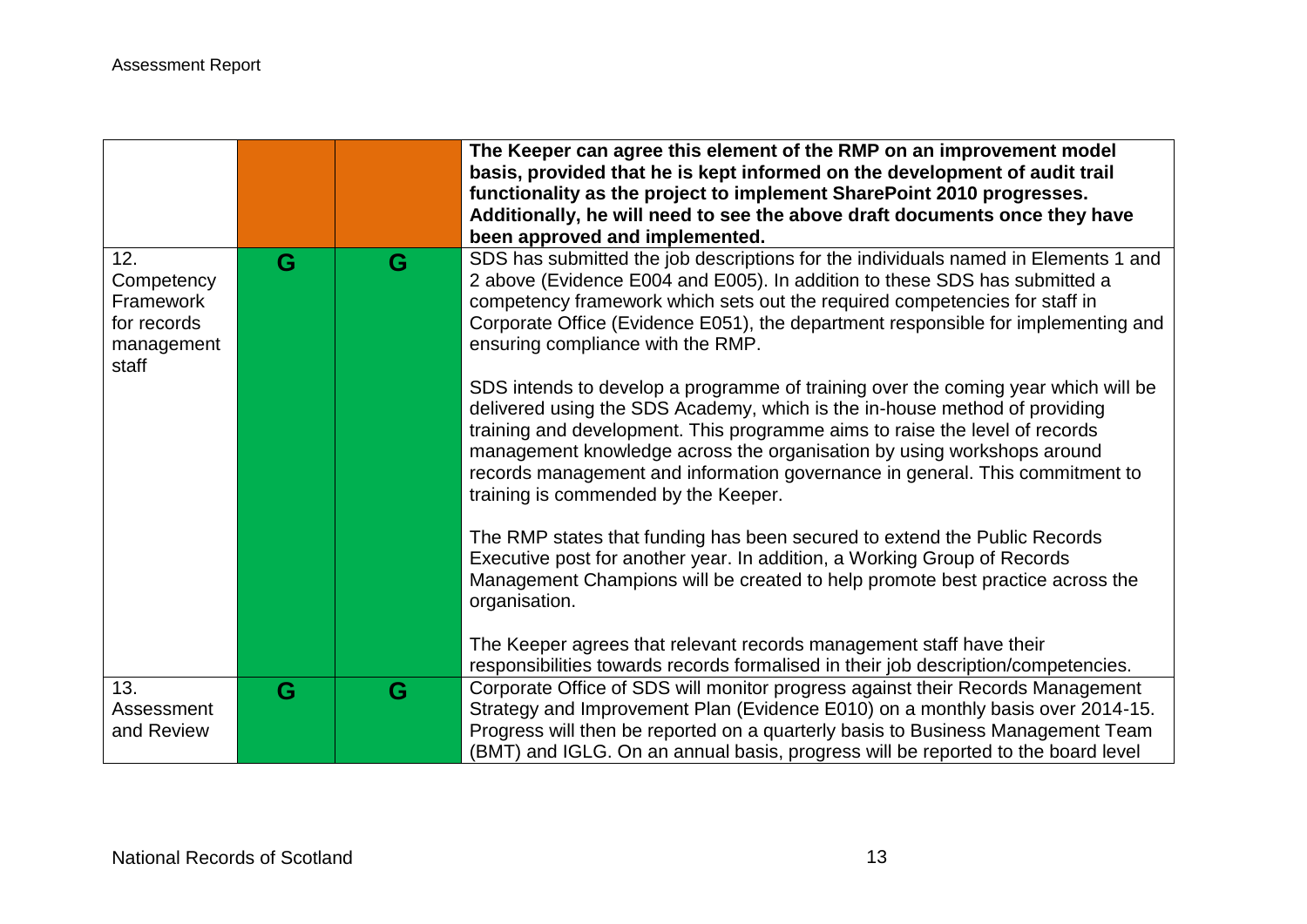| | | | |
|---|---|---|---|
| | | | **The Keeper can agree this element of the RMP on an improvement model basis, provided that he is kept informed on the development of audit trail functionality as the project to implement SharePoint 2010 progresses. Additionally, he will need to see the above draft documents once they have been approved and implemented.** |
| 12. Competency Framework for records management staff | G | G | SDS has submitted the job descriptions for the individuals named in Elements 1 and 2 above (Evidence E004 and E005). In addition to these SDS has submitted a competency framework which sets out the required competencies for staff in Corporate Office (Evidence E051), the department responsible for implementing and ensuring compliance with the RMP.<br><br>SDS intends to develop a programme of training over the coming year which will be delivered using the SDS Academy, which is the in-house method of providing training and development. This programme aims to raise the level of records management knowledge across the organisation by using workshops around records management and information governance in general. This commitment to training is commended by the Keeper.<br><br>The RMP states that funding has been secured to extend the Public Records Executive post for another year. In addition, a Working Group of Records Management Champions will be created to help promote best practice across the organisation.<br><br>The Keeper agrees that relevant records management staff have their responsibilities towards records formalised in their job description/competencies. |
| 13. Assessment and Review | G | G | Corporate Office of SDS will monitor progress against their Records Management Strategy and Improvement Plan (Evidence E010) on a monthly basis over 2014-15. Progress will then be reported on a quarterly basis to Business Management Team (BMT) and IGLG. On an annual basis, progress will be reported to the board level |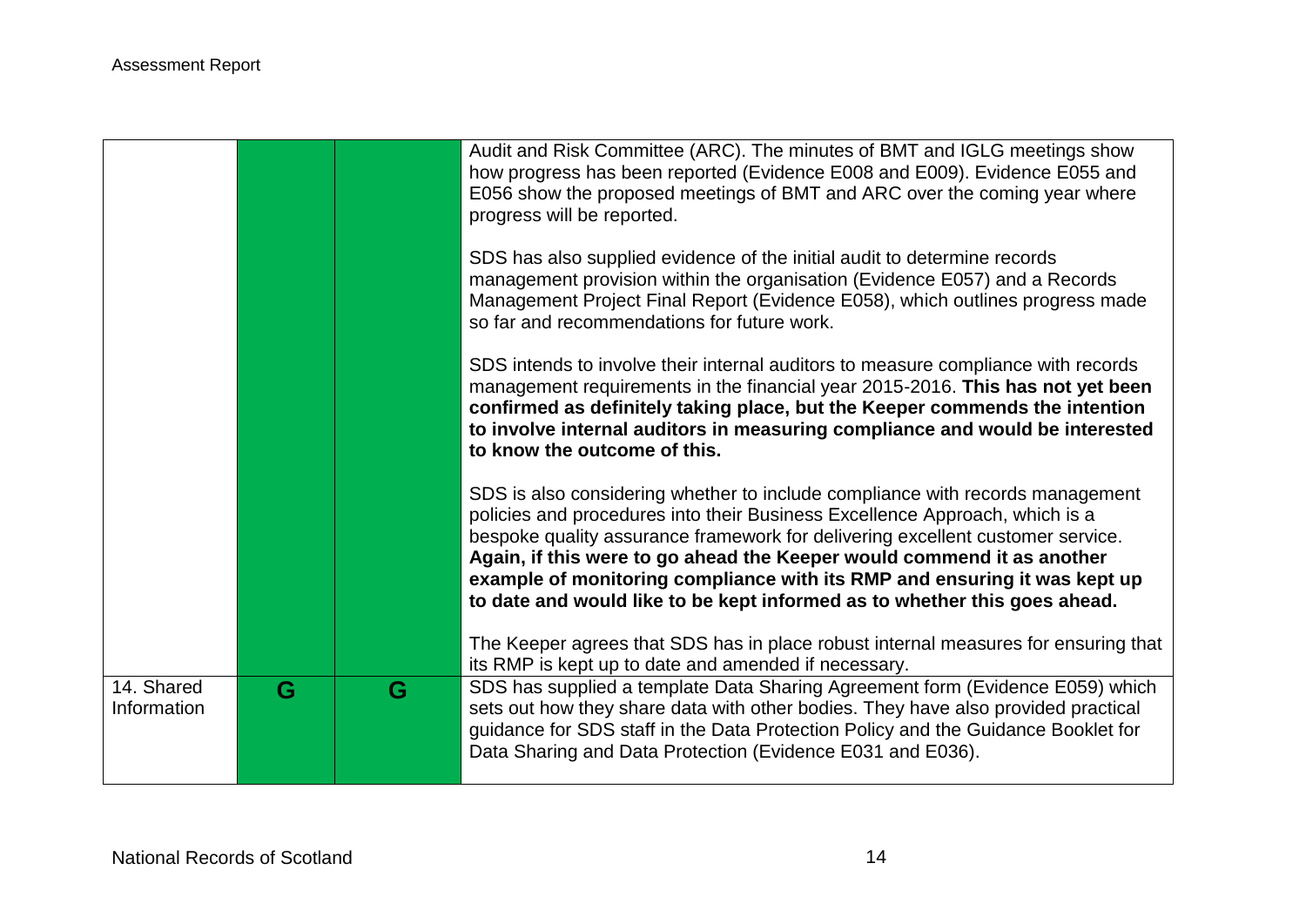| | | | |
|---|---|---|---|
| | | | Audit and Risk Committee (ARC). The minutes of BMT and IGLG meetings show how progress has been reported (Evidence E008 and E009). Evidence E055 and E056 show the proposed meetings of BMT and ARC over the coming year where progress will be reported.<br><br>SDS has also supplied evidence of the initial audit to determine records management provision within the organisation (Evidence E057) and a Records Management Project Final Report (Evidence E058), which outlines progress made so far and recommendations for future work.<br><br>SDS intends to involve their internal auditors to measure compliance with records management requirements in the financial year 2015-2016. **This has not yet been confirmed as definitely taking place, but the Keeper commends the intention to involve internal auditors in measuring compliance and would be interested to know the outcome of this.**<br><br>SDS is also considering whether to include compliance with records management policies and procedures into their Business Excellence Approach, which is a bespoke quality assurance framework for delivering excellent customer service. **Again, if this were to go ahead the Keeper would commend it as another example of monitoring compliance with its RMP and ensuring it was kept up to date and would like to be kept informed as to whether this goes ahead.**<br><br>The Keeper agrees that SDS has in place robust internal measures for ensuring that its RMP is kept up to date and amended if necessary. |
| 14. Shared Information | G | G | SDS has supplied a template Data Sharing Agreement form (Evidence E059) which sets out how they share data with other bodies. They have also provided practical guidance for SDS staff in the Data Protection Policy and the Guidance Booklet for Data Sharing and Data Protection (Evidence E031 and E036). |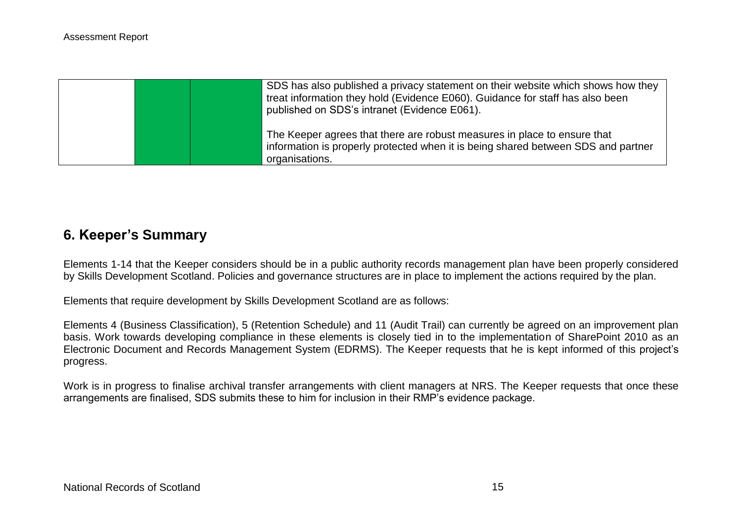| | | | |
|---|---|---|---|
| | | | SDS has also published a privacy statement on their website which shows how they treat information they hold (Evidence E060). Guidance for staff has also been published on SDS's intranet (Evidence E061).<br><br>The Keeper agrees that there are robust measures in place to ensure that information is properly protected when it is being shared between SDS and partner organisations. |

## 6. Keeper's Summary

Elements 1-14 that the Keeper considers should be in a public authority records management plan have been properly considered by Skills Development Scotland. Policies and governance structures are in place to implement the actions required by the plan.

Elements that require development by Skills Development Scotland are as follows:

Elements 4 (Business Classification), 5 (Retention Schedule) and 11 (Audit Trail) can currently be agreed on an improvement plan basis. Work towards developing compliance in these elements is closely tied in to the implementation of SharePoint 2010 as an Electronic Document and Records Management System (EDRMS). The Keeper requests that he is kept informed of this project's progress.

Work is in progress to finalise archival transfer arrangements with client managers at NRS. The Keeper requests that once these arrangements are finalised, SDS submits these to him for inclusion in their RMP's evidence package.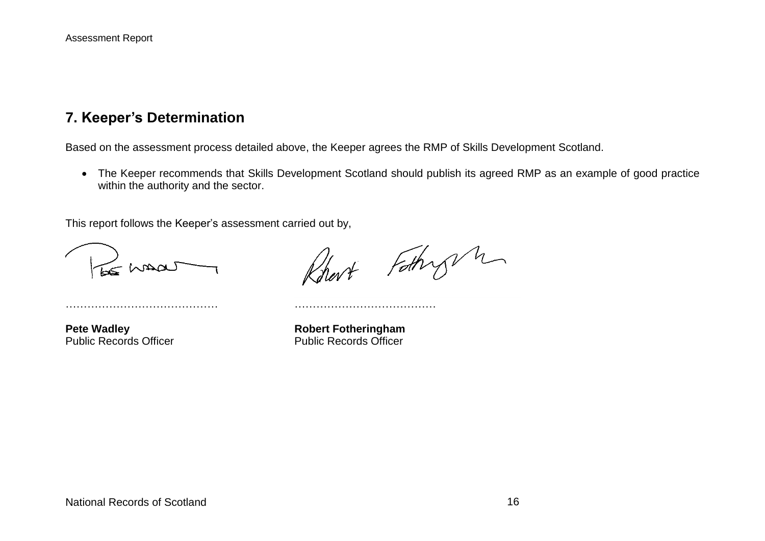## 7. Keeper's Determination

Based on the assessment process detailed above, the Keeper agrees the RMP of Skills Development Scotland.

- The Keeper recommends that Skills Development Scotland should publish its agreed RMP as an example of good practice within the authority and the sector.

This report follows the Keeper's assessment carried out by,

| …………………………………… | ………………………………… |
| --- | --- |
| **Pete Wadley** | **Robert Fotheringham** |
| Public Records Officer | Public Records Officer |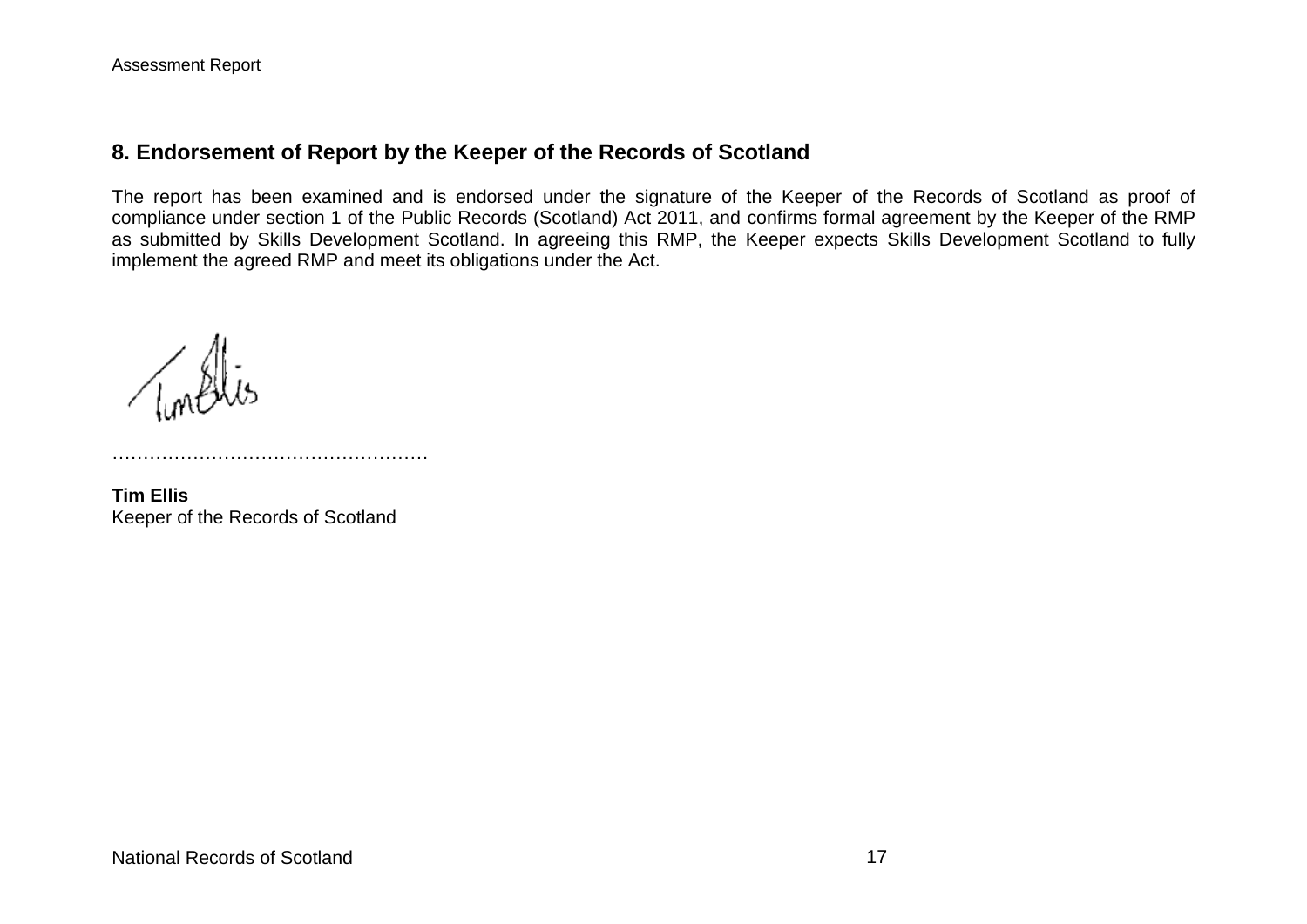## 8. Endorsement of Report by the Keeper of the Records of Scotland

The report has been examined and is endorsed under the signature of the Keeper of the Records of Scotland as proof of compliance under section 1 of the Public Records (Scotland) Act 2011, and confirms formal agreement by the Keeper of the RMP as submitted by Skills Development Scotland. In agreeing this RMP, the Keeper expects Skills Development Scotland to fully implement the agreed RMP and meet its obligations under the Act.

……………………………………………

**Tim Ellis**
Keeper of the Records of Scotland